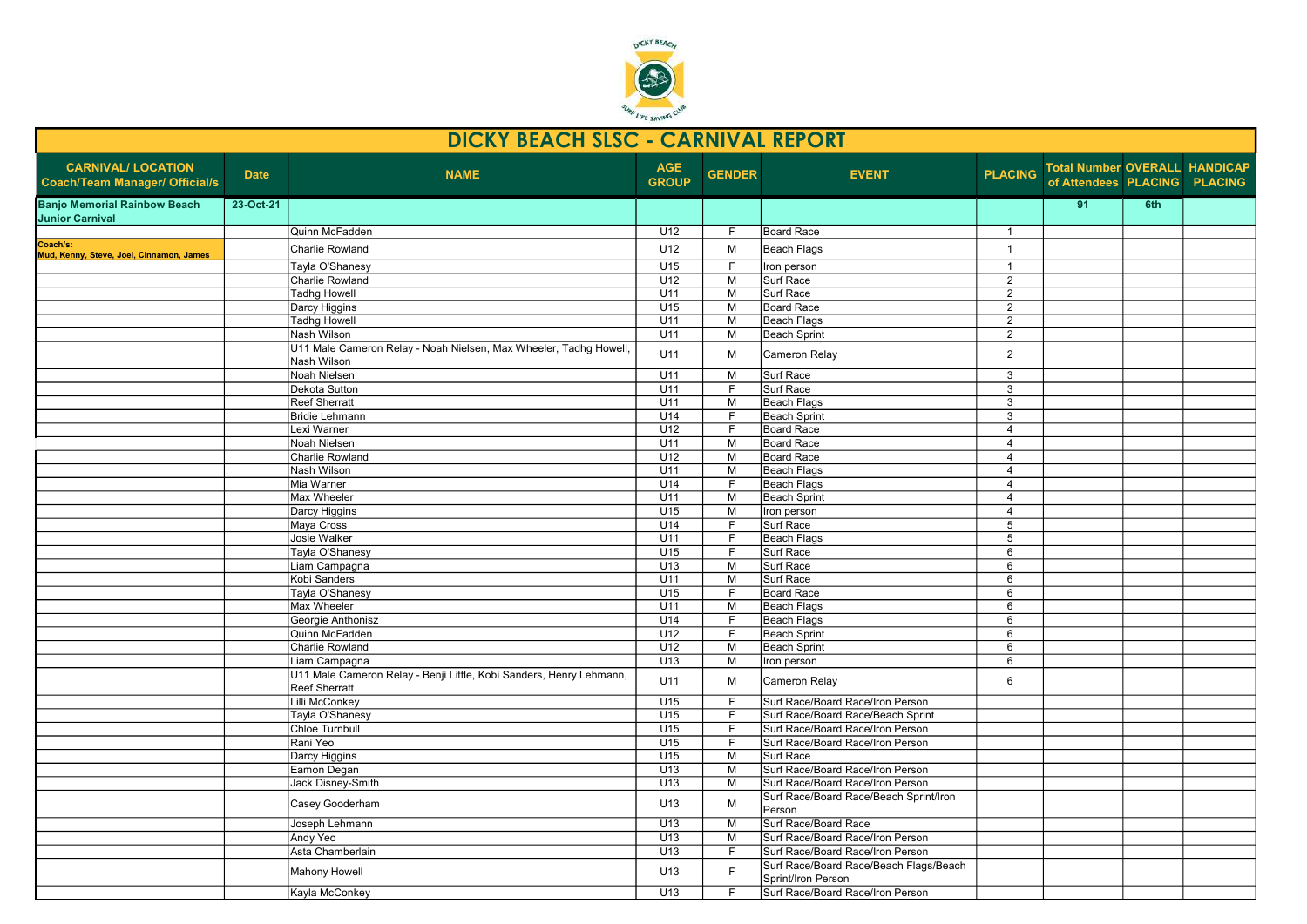# DICKY BEACH SLSC - CARNIVAL REPORT

| CARNIVAL/ LOCATION Coach/Team Manager/ Official/s | Date | NAME | AGE GROUP | GENDER | EVENT | PLACING | Total Number of Attendees | OVERALL PLACING | HANDICAP PLACING |
|---|---|---|---|---|---|---|---|---|---|
| **Banjo Memorial Rainbow Beach Junior Carnival** | **23-Oct-21** | | | | | | **91** | **6th** | |
| | | Quinn McFadden | U12 | F | Board Race | 1 | | | |
| **Coach/s: Mud, Kenny, Steve, Joel, Cinnamon, James** | | Charlie Rowland | U12 | M | Beach Flags | 1 | | | |
| | | Tayla O'Shanesy | U15 | F | Iron person | 1 | | | |
| | | Charlie Rowland | U12 | M | Surf Race | 2 | | | |
| | | Tadhg Howell | U11 | M | Surf Race | 2 | | | |
| | | Darcy Higgins | U15 | M | Board Race | 2 | | | |
| | | Tadhg Howell | U11 | M | Beach Flags | 2 | | | |
| | | Nash Wilson | U11 | M | Beach Sprint | 2 | | | |
| | | U11 Male Cameron Relay - Noah Nielsen, Max Wheeler, Tadhg Howell, Nash Wilson | U11 | M | Cameron Relay | 2 | | | |
| | | Noah Nielsen | U11 | M | Surf Race | 3 | | | |
| | | Dekota Sutton | U11 | F | Surf Race | 3 | | | |
| | | Reef Sherratt | U11 | M | Beach Flags | 3 | | | |
| | | Bridie Lehmann | U14 | F | Beach Sprint | 3 | | | |
| | | Lexi Warner | U12 | F | Board Race | 4 | | | |
| | | Noah Nielsen | U11 | M | Board Race | 4 | | | |
| | | Charlie Rowland | U12 | M | Board Race | 4 | | | |
| | | Nash Wilson | U11 | M | Beach Flags | 4 | | | |
| | | Mia Warner | U14 | F | Beach Flags | 4 | | | |
| | | Max Wheeler | U11 | M | Beach Sprint | 4 | | | |
| | | Darcy Higgins | U15 | M | Iron person | 4 | | | |
| | | Maya Cross | U14 | F | Surf Race | 5 | | | |
| | | Josie Walker | U11 | F | Beach Flags | 5 | | | |
| | | Tayla O'Shanesy | U15 | F | Surf Race | 6 | | | |
| | | Liam Campagna | U13 | M | Surf Race | 6 | | | |
| | | Kobi Sanders | U11 | M | Surf Race | 6 | | | |
| | | Tayla O'Shanesy | U15 | F | Board Race | 6 | | | |
| | | Max Wheeler | U11 | M | Beach Flags | 6 | | | |
| | | Georgie Anthonisz | U14 | F | Beach Flags | 6 | | | |
| | | Quinn McFadden | U12 | F | Beach Sprint | 6 | | | |
| | | Charlie Rowland | U12 | M | Beach Sprint | 6 | | | |
| | | Liam Campagna | U13 | M | Iron person | 6 | | | |
| | | U11 Male Cameron Relay - Benji Little, Kobi Sanders, Henry Lehmann, Reef Sherratt | U11 | M | Cameron Relay | 6 | | | |
| | | Lilli McConkey | U15 | F | Surf Race/Board Race/Iron Person | | | | |
| | | Tayla O'Shanesy | U15 | F | Surf Race/Board Race/Beach Sprint | | | | |
| | | Chloe Turnbull | U15 | F | Surf Race/Board Race/Iron Person | | | | |
| | | Rani Yeo | U15 | F | Surf Race/Board Race/Iron Person | | | | |
| | | Darcy Higgins | U15 | M | Surf Race | | | | |
| | | Eamon Degan | U13 | M | Surf Race/Board Race/Iron Person | | | | |
| | | Jack Disney-Smith | U13 | M | Surf Race/Board Race/Iron Person | | | | |
| | | Casey Gooderham | U13 | M | Surf Race/Board Race/Beach Sprint/Iron Person | | | | |
| | | Joseph Lehmann | U13 | M | Surf Race/Board Race | | | | |
| | | Andy Yeo | U13 | M | Surf Race/Board Race/Iron Person | | | | |
| | | Asta Chamberlain | U13 | F | Surf Race/Board Race/Iron Person | | | | |
| | | Mahony Howell | U13 | F | Surf Race/Board Race/Beach Flags/Beach Sprint/Iron Person | | | | |
| | | Kayla McConkey | U13 | F | Surf Race/Board Race/Iron Person | | | | |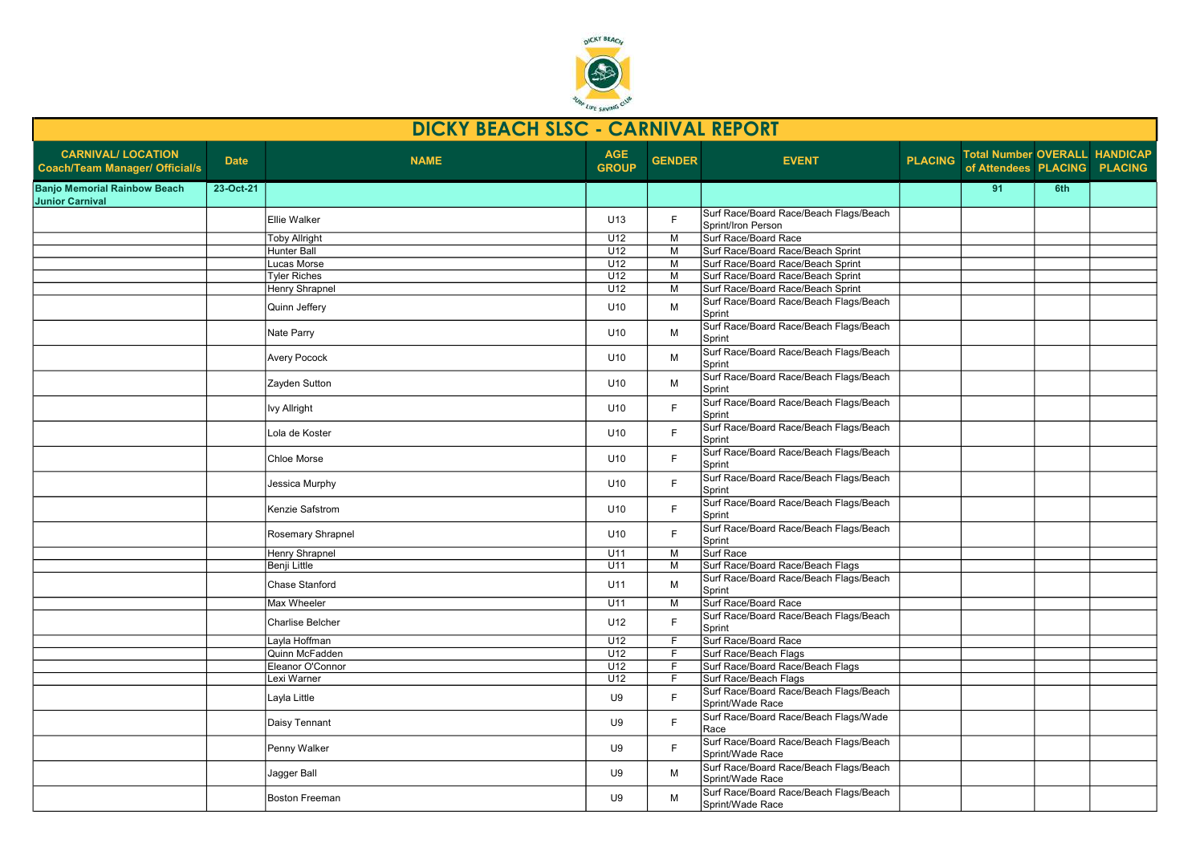# DICKY BEACH SLSC - CARNIVAL REPORT

| CARNIVAL/ LOCATION Coach/Team Manager/ Official/s | Date | NAME | AGE GROUP | GENDER | EVENT | PLACING | Total Number of Attendees | OVERALL PLACING | HANDICAP PLACING |
|---|---|---|---|---|---|---|---|---|---|
| **Banjo Memorial Rainbow Beach Junior Carnival** | **23-Oct-21** | | | | | | **91** | **6th** | |
| | | Ellie Walker | U13 | F | Surf Race/Board Race/Beach Flags/Beach Sprint/Iron Person | | | | |
| | | Toby Allright | U12 | M | Surf Race/Board Race | | | | |
| | | Hunter Ball | U12 | M | Surf Race/Board Race/Beach Sprint | | | | |
| | | Lucas Morse | U12 | M | Surf Race/Board Race/Beach Sprint | | | | |
| | | Tyler Riches | U12 | M | Surf Race/Board Race/Beach Sprint | | | | |
| | | Henry Shrapnel | U12 | M | Surf Race/Board Race/Beach Sprint | | | | |
| | | Quinn Jeffery | U10 | M | Surf Race/Board Race/Beach Flags/Beach Sprint | | | | |
| | | Nate Parry | U10 | M | Surf Race/Board Race/Beach Flags/Beach Sprint | | | | |
| | | Avery Pocock | U10 | M | Surf Race/Board Race/Beach Flags/Beach Sprint | | | | |
| | | Zayden Sutton | U10 | M | Surf Race/Board Race/Beach Flags/Beach Sprint | | | | |
| | | Ivy Allright | U10 | F | Surf Race/Board Race/Beach Flags/Beach Sprint | | | | |
| | | Lola de Koster | U10 | F | Surf Race/Board Race/Beach Flags/Beach Sprint | | | | |
| | | Chloe Morse | U10 | F | Surf Race/Board Race/Beach Flags/Beach Sprint | | | | |
| | | Jessica Murphy | U10 | F | Surf Race/Board Race/Beach Flags/Beach Sprint | | | | |
| | | Kenzie Safstrom | U10 | F | Surf Race/Board Race/Beach Flags/Beach Sprint | | | | |
| | | Rosemary Shrapnel | U10 | F | Surf Race/Board Race/Beach Flags/Beach Sprint | | | | |
| | | Henry Shrapnel | U11 | M | Surf Race | | | | |
| | | Benji Little | U11 | M | Surf Race/Board Race/Beach Flags | | | | |
| | | Chase Stanford | U11 | M | Surf Race/Board Race/Beach Flags/Beach Sprint | | | | |
| | | Max Wheeler | U11 | M | Surf Race/Board Race | | | | |
| | | Charlise Belcher | U12 | F | Surf Race/Board Race/Beach Flags/Beach Sprint | | | | |
| | | Layla Hoffman | U12 | F | Surf Race/Board Race | | | | |
| | | Quinn McFadden | U12 | F | Surf Race/Beach Flags | | | | |
| | | Eleanor O'Connor | U12 | F | Surf Race/Board Race/Beach Flags | | | | |
| | | Lexi Warner | U12 | F | Surf Race/Beach Flags | | | | |
| | | Layla Little | U9 | F | Surf Race/Board Race/Beach Flags/Beach Sprint/Wade Race | | | | |
| | | Daisy Tennant | U9 | F | Surf Race/Board Race/Beach Flags/Wade Race | | | | |
| | | Penny Walker | U9 | F | Surf Race/Board Race/Beach Flags/Beach Sprint/Wade Race | | | | |
| | | Jagger Ball | U9 | M | Surf Race/Board Race/Beach Flags/Beach Sprint/Wade Race | | | | |
| | | Boston Freeman | U9 | M | Surf Race/Board Race/Beach Flags/Beach Sprint/Wade Race | | | | |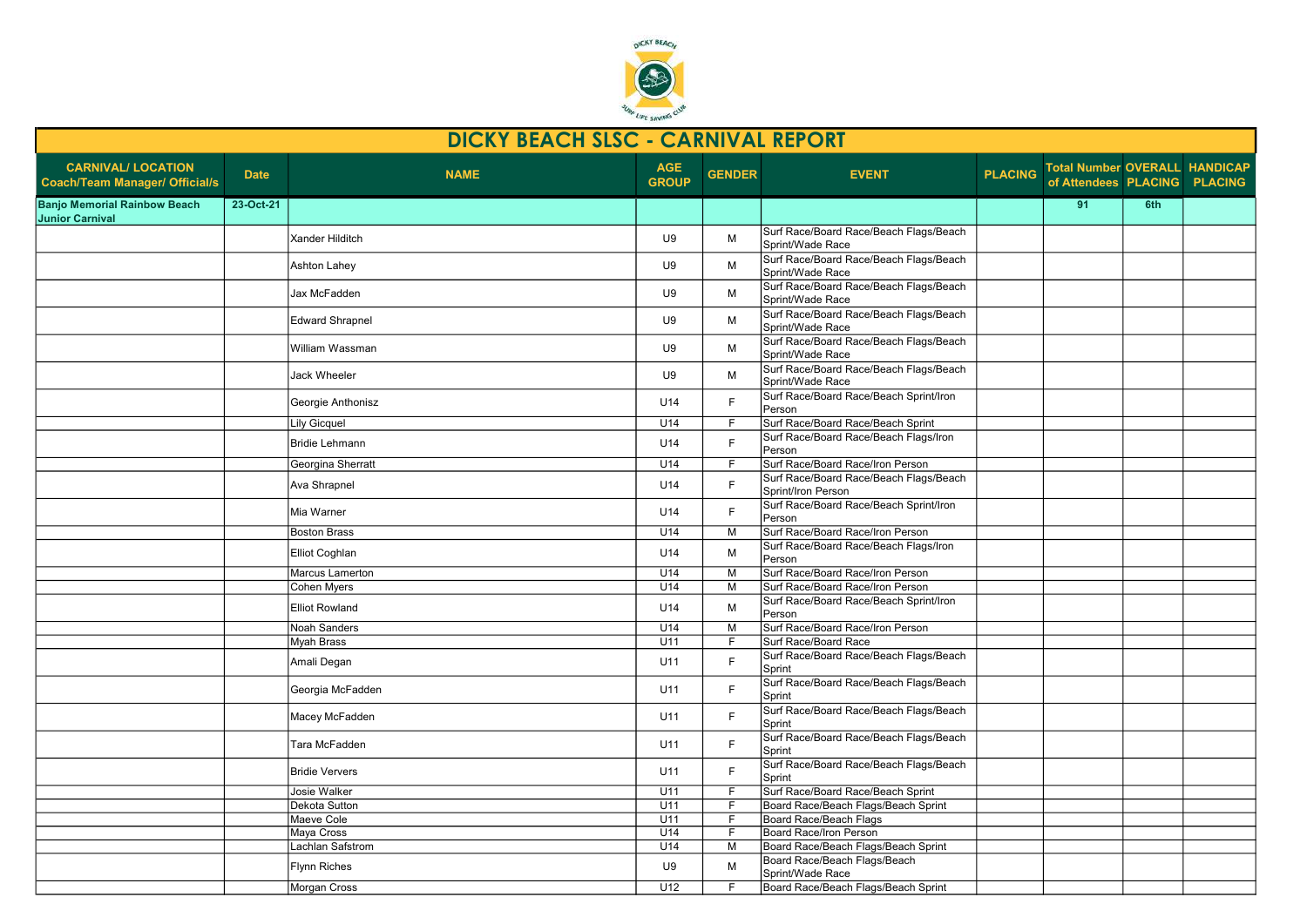# DICKY BEACH SLSC - CARNIVAL REPORT

| CARNIVAL/ LOCATION Coach/Team Manager/ Official/s | Date | NAME | AGE GROUP | GENDER | EVENT | PLACING | Total Number of Attendees | OVERALL PLACING | HANDICAP PLACING |
|---|---|---|---|---|---|---|---|---|---|
| **Banjo Memorial Rainbow Beach Junior Carnival** | **23-Oct-21** | | | | | | **91** | **6th** | |
| | | Xander Hilditch | U9 | M | Surf Race/Board Race/Beach Flags/Beach Sprint/Wade Race | | | | |
| | | Ashton Lahey | U9 | M | Surf Race/Board Race/Beach Flags/Beach Sprint/Wade Race | | | | |
| | | Jax McFadden | U9 | M | Surf Race/Board Race/Beach Flags/Beach Sprint/Wade Race | | | | |
| | | Edward Shrapnel | U9 | M | Surf Race/Board Race/Beach Flags/Beach Sprint/Wade Race | | | | |
| | | William Wassman | U9 | M | Surf Race/Board Race/Beach Flags/Beach Sprint/Wade Race | | | | |
| | | Jack Wheeler | U9 | M | Surf Race/Board Race/Beach Flags/Beach Sprint/Wade Race | | | | |
| | | Georgie Anthonisz | U14 | F | Surf Race/Board Race/Beach Sprint/Iron Person | | | | |
| | | Lily Gicquel | U14 | F | Surf Race/Board Race/Beach Sprint | | | | |
| | | Bridie Lehmann | U14 | F | Surf Race/Board Race/Beach Flags/Iron Person | | | | |
| | | Georgina Sherratt | U14 | F | Surf Race/Board Race/Iron Person | | | | |
| | | Ava Shrapnel | U14 | F | Surf Race/Board Race/Beach Flags/Beach Sprint/Iron Person | | | | |
| | | Mia Warner | U14 | F | Surf Race/Board Race/Beach Sprint/Iron Person | | | | |
| | | Boston Brass | U14 | M | Surf Race/Board Race/Iron Person | | | | |
| | | Elliot Coghlan | U14 | M | Surf Race/Board Race/Beach Flags/Iron Person | | | | |
| | | Marcus Lamerton | U14 | M | Surf Race/Board Race/Iron Person | | | | |
| | | Cohen Myers | U14 | M | Surf Race/Board Race/Iron Person | | | | |
| | | Elliot Rowland | U14 | M | Surf Race/Board Race/Beach Sprint/Iron Person | | | | |
| | | Noah Sanders | U14 | M | Surf Race/Board Race/Iron Person | | | | |
| | | Myah Brass | U11 | F | Surf Race/Board Race | | | | |
| | | Amali Degan | U11 | F | Surf Race/Board Race/Beach Flags/Beach Sprint | | | | |
| | | Georgia McFadden | U11 | F | Surf Race/Board Race/Beach Flags/Beach Sprint | | | | |
| | | Macey McFadden | U11 | F | Surf Race/Board Race/Beach Flags/Beach Sprint | | | | |
| | | Tara McFadden | U11 | F | Surf Race/Board Race/Beach Flags/Beach Sprint | | | | |
| | | Bridie Ververs | U11 | F | Surf Race/Board Race/Beach Flags/Beach Sprint | | | | |
| | | Josie Walker | U11 | F | Surf Race/Board Race/Beach Sprint | | | | |
| | | Dekota Sutton | U11 | F | Board Race/Beach Flags/Beach Sprint | | | | |
| | | Maeve Cole | U11 | F | Board Race/Beach Flags | | | | |
| | | Maya Cross | U14 | F | Board Race/Iron Person | | | | |
| | | Lachlan Safstrom | U14 | M | Board Race/Beach Flags/Beach Sprint | | | | |
| | | Flynn Riches | U9 | M | Board Race/Beach Flags/Beach Sprint/Wade Race | | | | |
| | | Morgan Cross | U12 | F | Board Race/Beach Flags/Beach Sprint | | | | |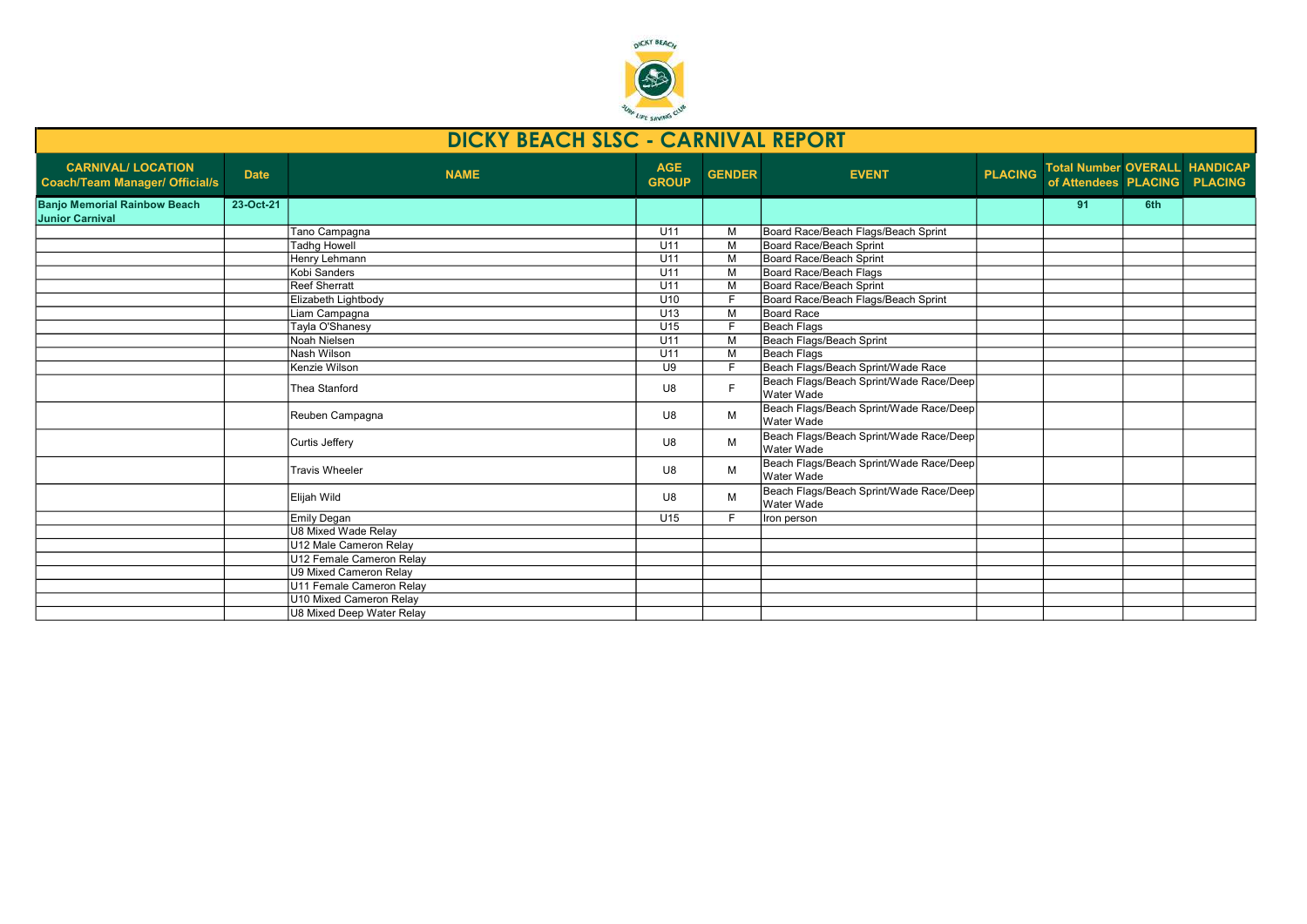# DICKY BEACH SLSC - CARNIVAL REPORT

| CARNIVAL/ LOCATION Coach/Team Manager/ Official/s | Date | NAME | AGE GROUP | GENDER | EVENT | PLACING | Total Number of Attendees | OVERALL PLACING | HANDICAP PLACING |
|---|---|---|---|---|---|---|---|---|---|
| **Banjo Memorial Rainbow Beach Junior Carnival** | **23-Oct-21** | | | | | | **91** | **6th** | |
| | | Tano Campagna | U11 | M | Board Race/Beach Flags/Beach Sprint | | | | |
| | | Tadhg Howell | U11 | M | Board Race/Beach Sprint | | | | |
| | | Henry Lehmann | U11 | M | Board Race/Beach Sprint | | | | |
| | | Kobi Sanders | U11 | M | Board Race/Beach Flags | | | | |
| | | Reef Sherratt | U11 | M | Board Race/Beach Sprint | | | | |
| | | Elizabeth Lightbody | U10 | F | Board Race/Beach Flags/Beach Sprint | | | | |
| | | Liam Campagna | U13 | M | Board Race | | | | |
| | | Tayla O'Shanesy | U15 | F | Beach Flags | | | | |
| | | Noah Nielsen | U11 | M | Beach Flags/Beach Sprint | | | | |
| | | Nash Wilson | U11 | M | Beach Flags | | | | |
| | | Kenzie Wilson | U9 | F | Beach Flags/Beach Sprint/Wade Race | | | | |
| | | Thea Stanford | U8 | F | Beach Flags/Beach Sprint/Wade Race/Deep Water Wade | | | | |
| | | Reuben Campagna | U8 | M | Beach Flags/Beach Sprint/Wade Race/Deep Water Wade | | | | |
| | | Curtis Jeffery | U8 | M | Beach Flags/Beach Sprint/Wade Race/Deep Water Wade | | | | |
| | | Travis Wheeler | U8 | M | Beach Flags/Beach Sprint/Wade Race/Deep Water Wade | | | | |
| | | Elijah Wild | U8 | M | Beach Flags/Beach Sprint/Wade Race/Deep Water Wade | | | | |
| | | Emily Degan | U15 | F | Iron person | | | | |
| | | U8 Mixed Wade Relay | | | | | | | |
| | | U12 Male Cameron Relay | | | | | | | |
| | | U12 Female Cameron Relay | | | | | | | |
| | | U9 Mixed Cameron Relay | | | | | | | |
| | | U11 Female Cameron Relay | | | | | | | |
| | | U10 Mixed Cameron Relay | | | | | | | |
| | | U8 Mixed Deep Water Relay | | | | | | | |